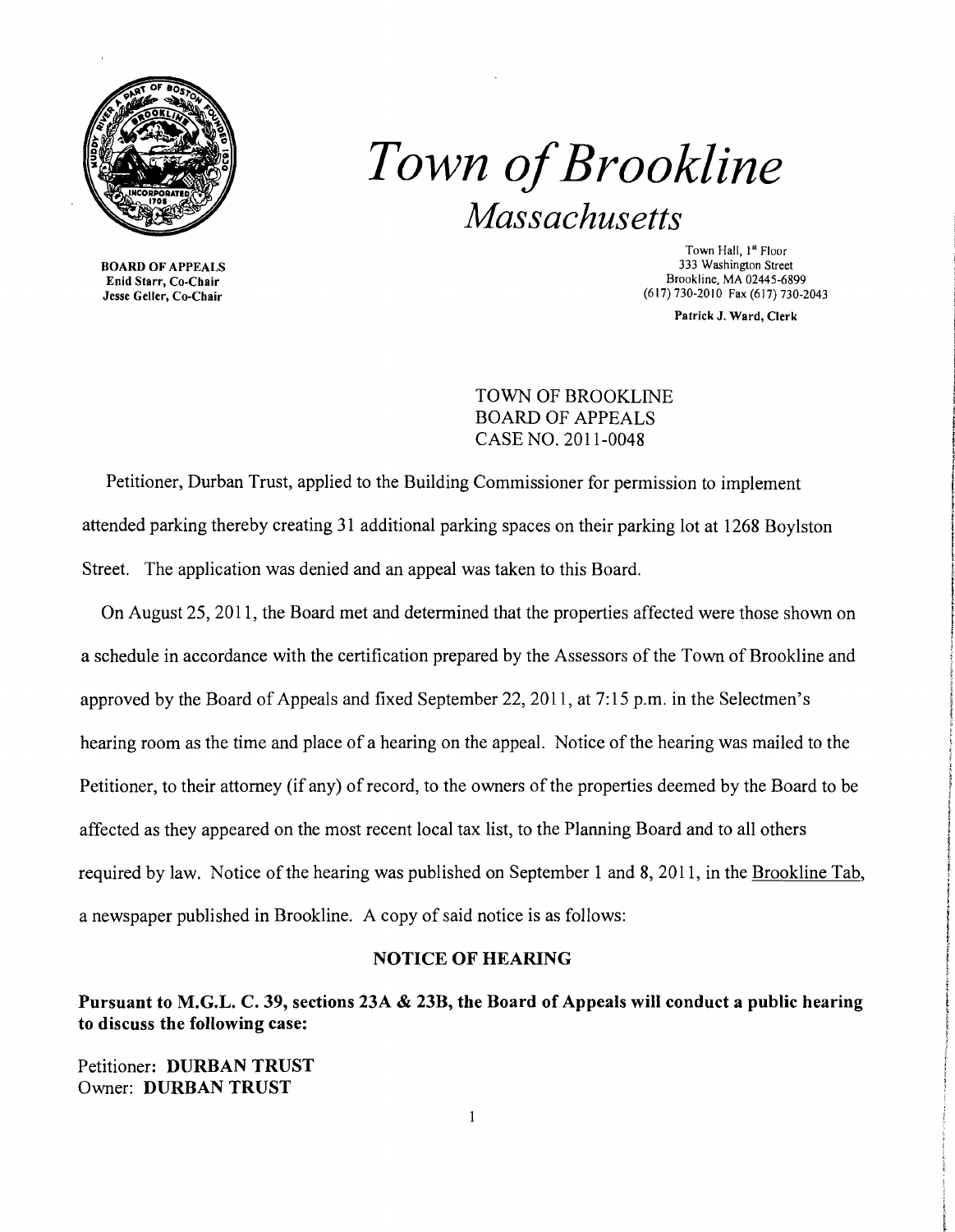# *Town of Brookline*

*Massachusetts*

**BOARD OF APPEALS**
**Enid Starr, Co-Chair**
**Jesse Geller, Co-Chair**

Town Hall, 1st Floor
333 Washington Street
Brookline, MA 02445-6899
(617) 730-2010 Fax (617) 730-2043

**Patrick J. Ward, Clerk**

TOWN OF BROOKLINE
BOARD OF APPEALS
CASE NO. 2011-0048

Petitioner, Durban Trust, applied to the Building Commissioner for permission to implement attended parking thereby creating 31 additional parking spaces on their parking lot at 1268 Boylston Street. The application was denied and an appeal was taken to this Board.

On August 25, 2011, the Board met and determined that the properties affected were those shown on a schedule in accordance with the certification prepared by the Assessors of the Town of Brookline and approved by the Board of Appeals and fixed September 22, 2011, at 7:15 p.m. in the Selectmen's hearing room as the time and place of a hearing on the appeal. Notice of the hearing was mailed to the Petitioner, to their attorney (if any) of record, to the owners of the properties deemed by the Board to be affected as they appeared on the most recent local tax list, to the Planning Board and to all others required by law. Notice of the hearing was published on September 1 and 8, 2011, in the Brookline Tab, a newspaper published in Brookline. A copy of said notice is as follows:

**NOTICE OF HEARING**

**Pursuant to M.G.L. C. 39, sections 23A & 23B, the Board of Appeals will conduct a public hearing to discuss the following case:**

Petitioner: **DURBAN TRUST**
Owner: **DURBAN TRUST**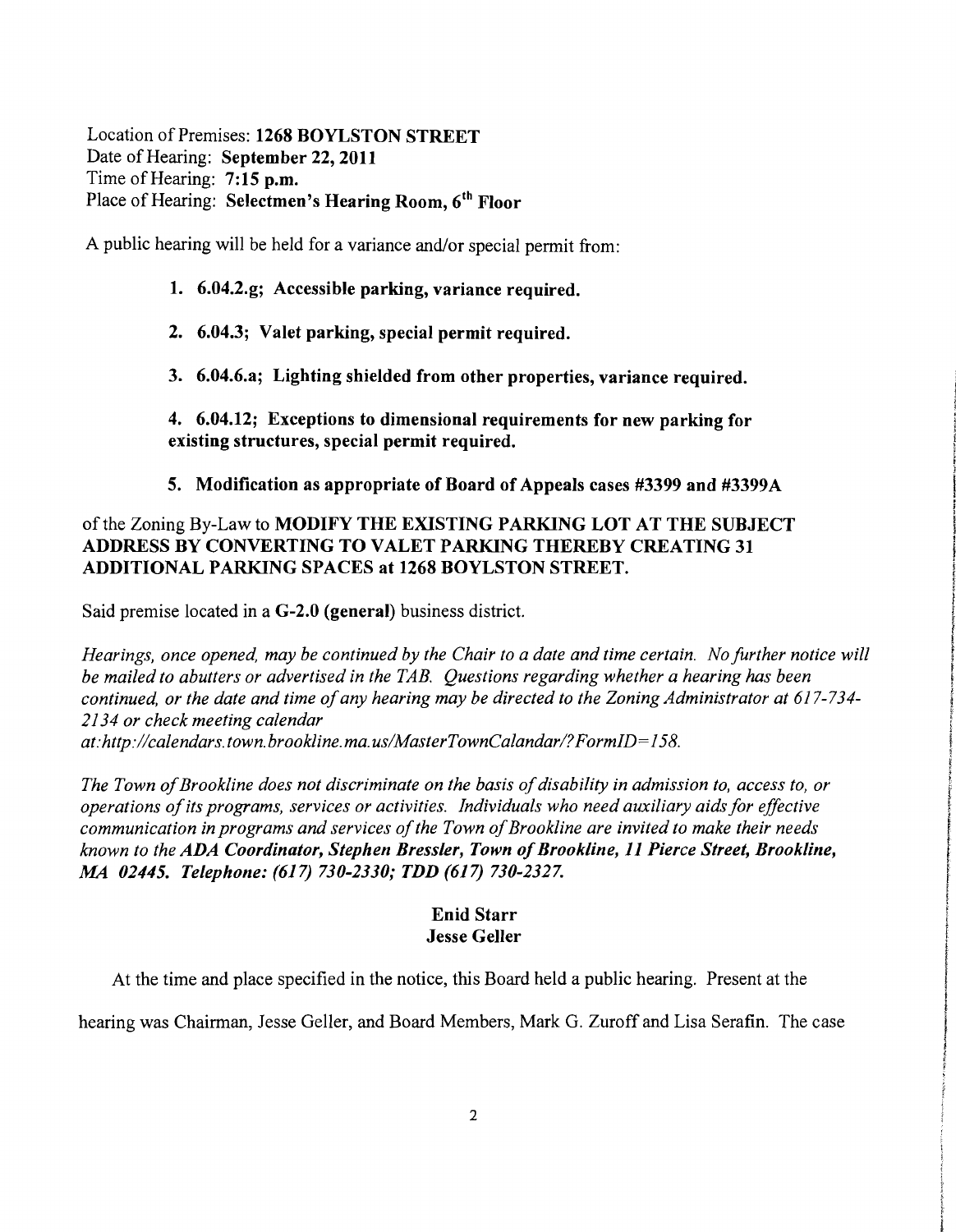Location of Premises: **1268 BOYLSTON STREET**
Date of Hearing: **September 22, 2011**
Time of Hearing: **7:15 p.m.**
Place of Hearing: **Selectmen's Hearing Room, 6th Floor**

A public hearing will be held for a variance and/or special permit from:

1. **6.04.2.g; Accessible parking, variance required.**

2. **6.04.3; Valet parking, special permit required.**

3. **6.04.6.a; Lighting shielded from other properties, variance required.**

4. **6.04.12; Exceptions to dimensional requirements for new parking for existing structures, special permit required.**

5. **Modification as appropriate of Board of Appeals cases #3399 and #3399A**

of the Zoning By-Law to **MODIFY THE EXISTING PARKING LOT AT THE SUBJECT ADDRESS BY CONVERTING TO VALET PARKING THEREBY CREATING 31 ADDITIONAL PARKING SPACES at 1268 BOYLSTON STREET.**

Said premise located in a **G-2.0 (general)** business district.

*Hearings, once opened, may be continued by the Chair to a date and time certain. No further notice will be mailed to abutters or advertised in the TAB. Questions regarding whether a hearing has been continued, or the date and time of any hearing may be directed to the Zoning Administrator at 617-734-2134 or check meeting calendar at:http://calendars.town.brookline.ma.us/MasterTownCalandar/?FormID=158.*

*The Town of Brookline does not discriminate on the basis of disability in admission to, access to, or operations of its programs, services or activities. Individuals who need auxiliary aids for effective communication in programs and services of the Town of Brookline are invited to make their needs known to the* ***ADA Coordinator, Stephen Bressler, Town of Brookline, 11 Pierce Street, Brookline, MA 02445. Telephone: (617) 730-2330; TDD (617) 730-2327.***

**Enid Starr**
**Jesse Geller**

At the time and place specified in the notice, this Board held a public hearing. Present at the hearing was Chairman, Jesse Geller, and Board Members, Mark G. Zuroff and Lisa Serafin. The case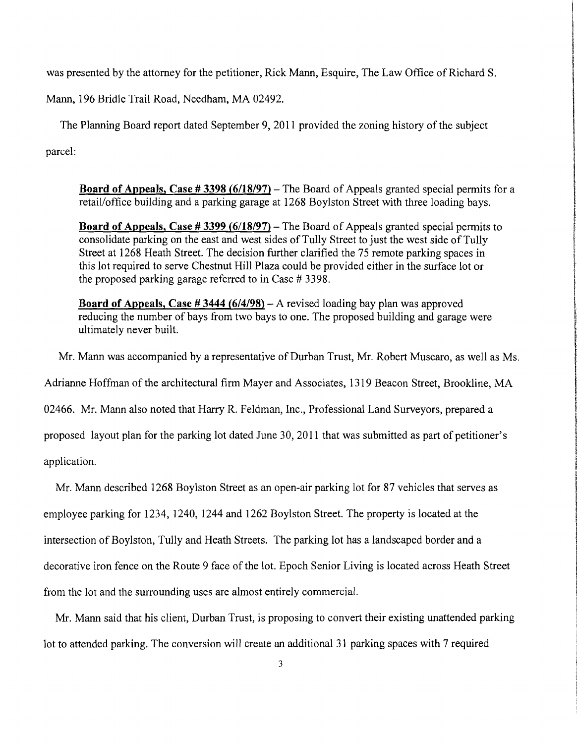was presented by the attorney for the petitioner, Rick Mann, Esquire, The Law Office of Richard S. Mann, 196 Bridle Trail Road, Needham, MA 02492.

The Planning Board report dated September 9, 2011 provided the zoning history of the subject parcel:

> **Board of Appeals, Case # 3398 (6/18/97)** – The Board of Appeals granted special permits for a retail/office building and a parking garage at 1268 Boylston Street with three loading bays.
>
> **Board of Appeals, Case # 3399 (6/18/97)** – The Board of Appeals granted special permits to consolidate parking on the east and west sides of Tully Street to just the west side of Tully Street at 1268 Heath Street. The decision further clarified the 75 remote parking spaces in this lot required to serve Chestnut Hill Plaza could be provided either in the surface lot or the proposed parking garage referred to in Case # 3398.
>
> **Board of Appeals, Case # 3444 (6/4/98)** – A revised loading bay plan was approved reducing the number of bays from two bays to one. The proposed building and garage were ultimately never built.

Mr. Mann was accompanied by a representative of Durban Trust, Mr. Robert Muscaro, as well as Ms. Adrianne Hoffman of the architectural firm Mayer and Associates, 1319 Beacon Street, Brookline, MA 02466. Mr. Mann also noted that Harry R. Feldman, Inc., Professional Land Surveyors, prepared a proposed layout plan for the parking lot dated June 30, 2011 that was submitted as part of petitioner's application.

Mr. Mann described 1268 Boylston Street as an open-air parking lot for 87 vehicles that serves as employee parking for 1234, 1240, 1244 and 1262 Boylston Street. The property is located at the intersection of Boylston, Tully and Heath Streets. The parking lot has a landscaped border and a decorative iron fence on the Route 9 face of the lot. Epoch Senior Living is located across Heath Street from the lot and the surrounding uses are almost entirely commercial.

Mr. Mann said that his client, Durban Trust, is proposing to convert their existing unattended parking lot to attended parking. The conversion will create an additional 31 parking spaces with 7 required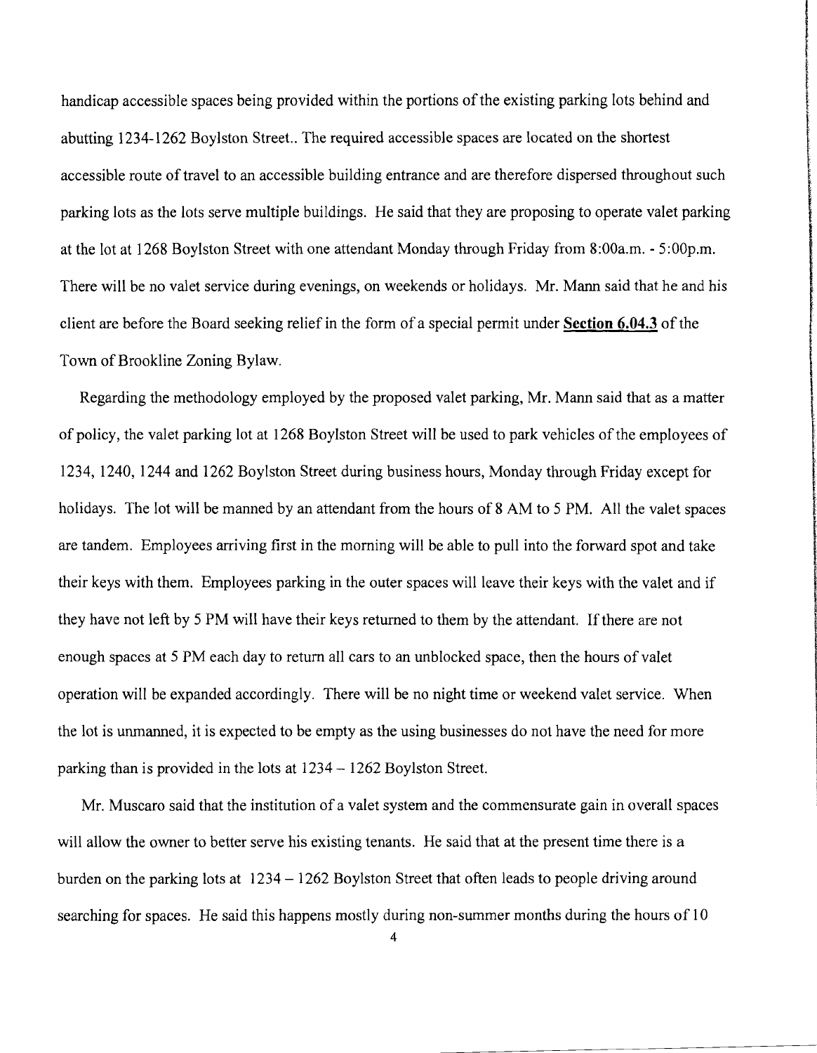handicap accessible spaces being provided within the portions of the existing parking lots behind and abutting 1234-1262 Boylston Street.. The required accessible spaces are located on the shortest accessible route of travel to an accessible building entrance and are therefore dispersed throughout such parking lots as the lots serve multiple buildings. He said that they are proposing to operate valet parking at the lot at 1268 Boylston Street with one attendant Monday through Friday from 8:00a.m. - 5:00p.m. There will be no valet service during evenings, on weekends or holidays. Mr. Mann said that he and his client are before the Board seeking relief in the form of a special permit under **Section 6.04.3** of the Town of Brookline Zoning Bylaw.

Regarding the methodology employed by the proposed valet parking, Mr. Mann said that as a matter of policy, the valet parking lot at 1268 Boylston Street will be used to park vehicles of the employees of 1234, 1240, 1244 and 1262 Boylston Street during business hours, Monday through Friday except for holidays. The lot will be manned by an attendant from the hours of 8 AM to 5 PM. All the valet spaces are tandem. Employees arriving first in the morning will be able to pull into the forward spot and take their keys with them. Employees parking in the outer spaces will leave their keys with the valet and if they have not left by 5 PM will have their keys returned to them by the attendant. If there are not enough spaces at 5 PM each day to return all cars to an unblocked space, then the hours of valet operation will be expanded accordingly. There will be no night time or weekend valet service. When the lot is unmanned, it is expected to be empty as the using businesses do not have the need for more parking than is provided in the lots at 1234 – 1262 Boylston Street.

Mr. Muscaro said that the institution of a valet system and the commensurate gain in overall spaces will allow the owner to better serve his existing tenants. He said that at the present time there is a burden on the parking lots at 1234 – 1262 Boylston Street that often leads to people driving around searching for spaces. He said this happens mostly during non-summer months during the hours of 10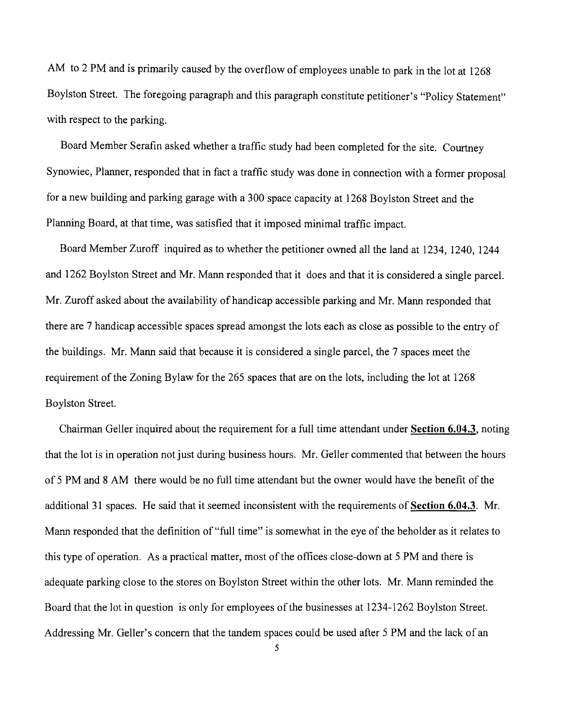AM to 2 PM and is primarily caused by the overflow of employees unable to park in the lot at 1268 Boylston Street. The foregoing paragraph and this paragraph constitute petitioner's "Policy Statement" with respect to the parking.

Board Member Serafin asked whether a traffic study had been completed for the site. Courtney Synowiec, Planner, responded that in fact a traffic study was done in connection with a former proposal for a new building and parking garage with a 300 space capacity at 1268 Boylston Street and the Planning Board, at that time, was satisfied that it imposed minimal traffic impact.

Board Member Zuroff inquired as to whether the petitioner owned all the land at 1234, 1240, 1244 and 1262 Boylston Street and Mr. Mann responded that it does and that it is considered a single parcel. Mr. Zuroff asked about the availability of handicap accessible parking and Mr. Mann responded that there are 7 handicap accessible spaces spread amongst the lots each as close as possible to the entry of the buildings. Mr. Mann said that because it is considered a single parcel, the 7 spaces meet the requirement of the Zoning Bylaw for the 265 spaces that are on the lots, including the lot at 1268 Boylston Street.

Chairman Geller inquired about the requirement for a full time attendant under **Section 6.04.3**, noting that the lot is in operation not just during business hours. Mr. Geller commented that between the hours of 5 PM and 8 AM there would be no full time attendant but the owner would have the benefit of the additional 31 spaces. He said that it seemed inconsistent with the requirements of **Section 6.04.3**. Mr. Mann responded that the definition of "full time" is somewhat in the eye of the beholder as it relates to this type of operation. As a practical matter, most of the offices close-down at 5 PM and there is adequate parking close to the stores on Boylston Street within the other lots. Mr. Mann reminded the Board that the lot in question is only for employees of the businesses at 1234-1262 Boylston Street. Addressing Mr. Geller's concern that the tandem spaces could be used after 5 PM and the lack of an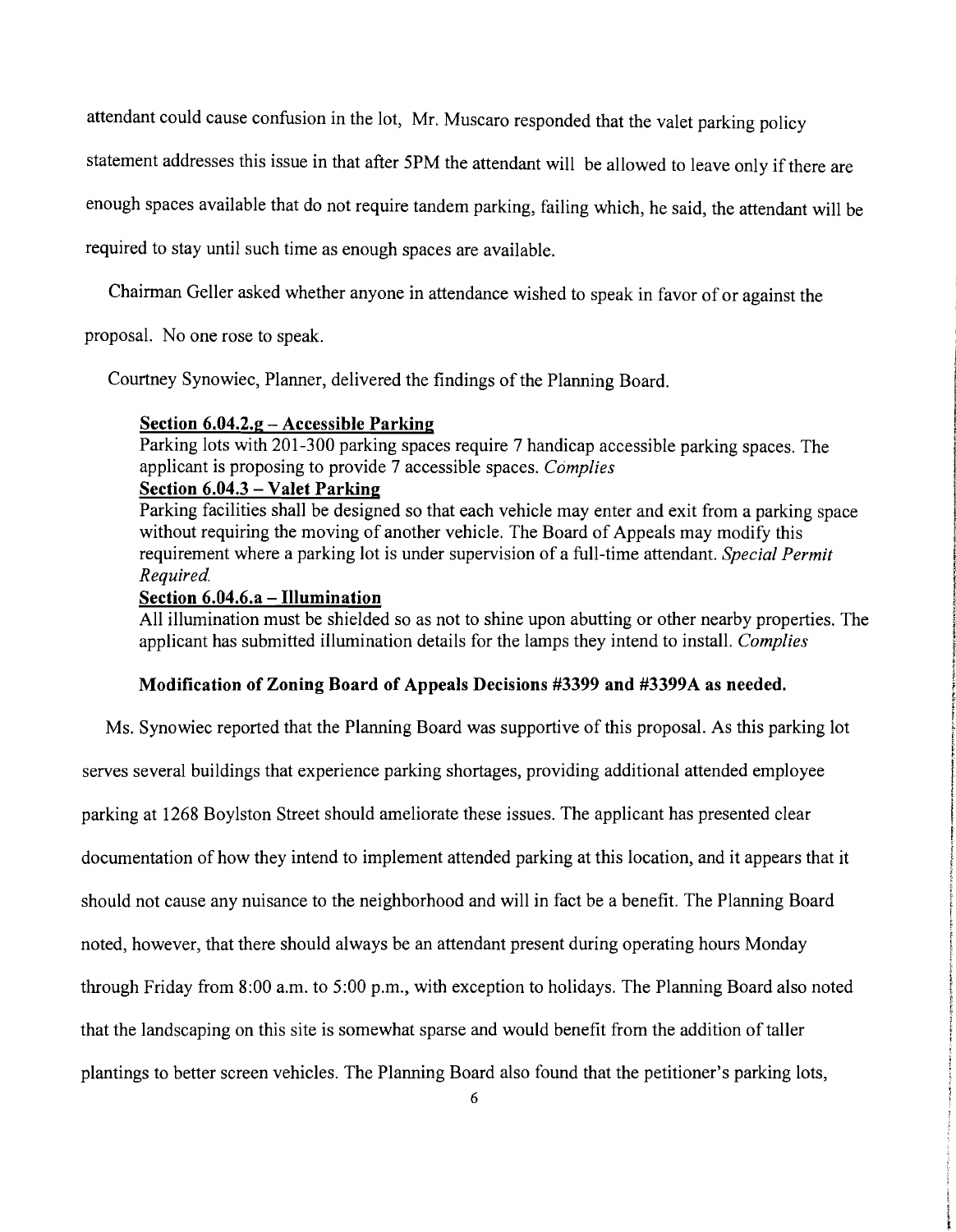attendant could cause confusion in the lot, Mr. Muscaro responded that the valet parking policy statement addresses this issue in that after 5PM the attendant will be allowed to leave only if there are enough spaces available that do not require tandem parking, failing which, he said, the attendant will be required to stay until such time as enough spaces are available.

Chairman Geller asked whether anyone in attendance wished to speak in favor of or against the proposal. No one rose to speak.

Courtney Synowiec, Planner, delivered the findings of the Planning Board.

**Section 6.04.2.g – Accessible Parking**
Parking lots with 201-300 parking spaces require 7 handicap accessible parking spaces. The applicant is proposing to provide 7 accessible spaces. *Complies*

**Section 6.04.3 – Valet Parking**
Parking facilities shall be designed so that each vehicle may enter and exit from a parking space without requiring the moving of another vehicle. The Board of Appeals may modify this requirement where a parking lot is under supervision of a full-time attendant. *Special Permit Required.*

**Section 6.04.6.a – Illumination**
All illumination must be shielded so as not to shine upon abutting or other nearby properties. The applicant has submitted illumination details for the lamps they intend to install. *Complies*

**Modification of Zoning Board of Appeals Decisions #3399 and #3399A as needed.**

Ms. Synowiec reported that the Planning Board was supportive of this proposal. As this parking lot serves several buildings that experience parking shortages, providing additional attended employee parking at 1268 Boylston Street should ameliorate these issues. The applicant has presented clear documentation of how they intend to implement attended parking at this location, and it appears that it should not cause any nuisance to the neighborhood and will in fact be a benefit. The Planning Board noted, however, that there should always be an attendant present during operating hours Monday through Friday from 8:00 a.m. to 5:00 p.m., with exception to holidays. The Planning Board also noted that the landscaping on this site is somewhat sparse and would benefit from the addition of taller plantings to better screen vehicles. The Planning Board also found that the petitioner's parking lots,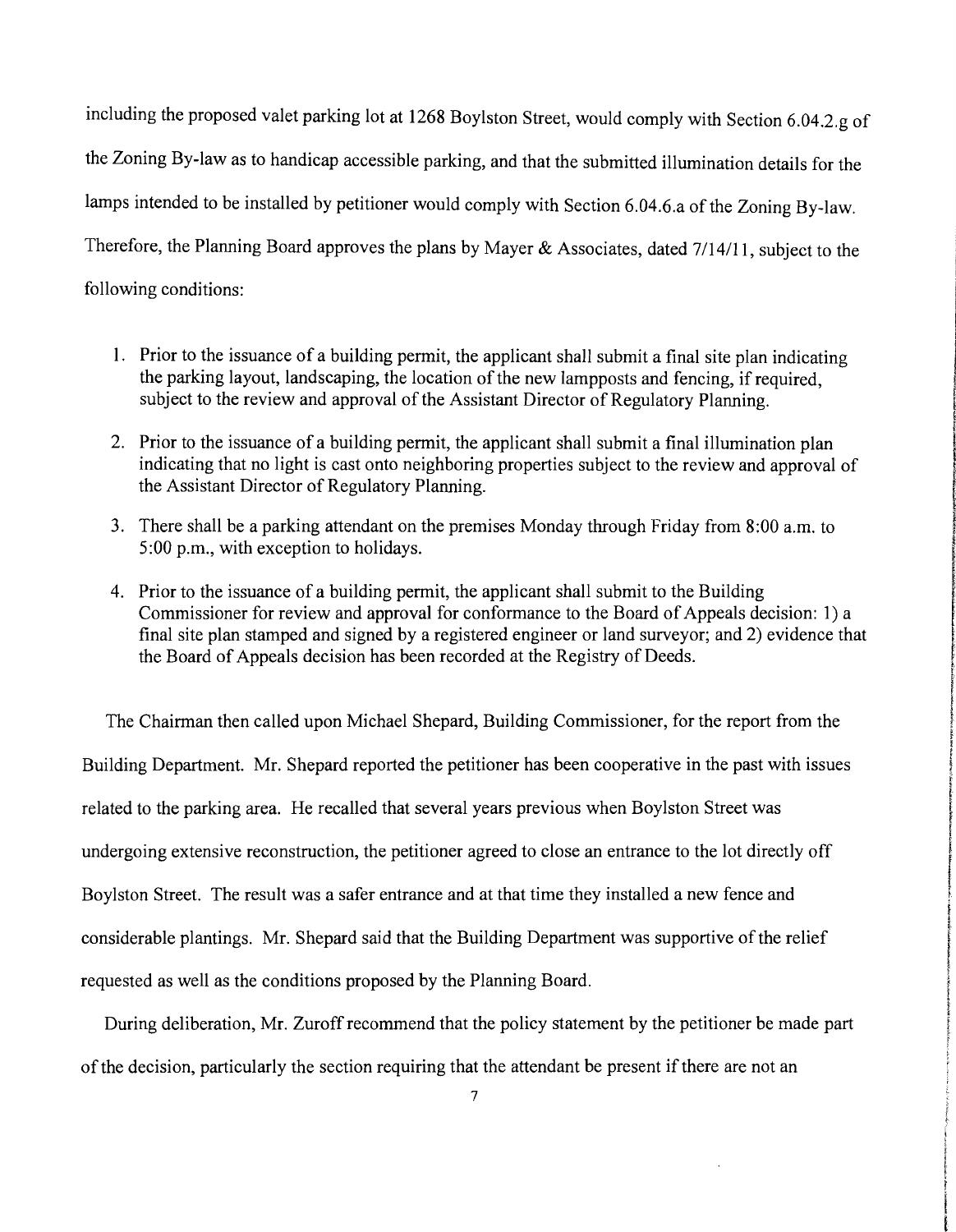including the proposed valet parking lot at 1268 Boylston Street, would comply with Section 6.04.2.g of the Zoning By-law as to handicap accessible parking, and that the submitted illumination details for the lamps intended to be installed by petitioner would comply with Section 6.04.6.a of the Zoning By-law. Therefore, the Planning Board approves the plans by Mayer & Associates, dated 7/14/11, subject to the following conditions:

1. Prior to the issuance of a building permit, the applicant shall submit a final site plan indicating the parking layout, landscaping, the location of the new lampposts and fencing, if required, subject to the review and approval of the Assistant Director of Regulatory Planning.
2. Prior to the issuance of a building permit, the applicant shall submit a final illumination plan indicating that no light is cast onto neighboring properties subject to the review and approval of the Assistant Director of Regulatory Planning.
3. There shall be a parking attendant on the premises Monday through Friday from 8:00 a.m. to 5:00 p.m., with exception to holidays.
4. Prior to the issuance of a building permit, the applicant shall submit to the Building Commissioner for review and approval for conformance to the Board of Appeals decision: 1) a final site plan stamped and signed by a registered engineer or land surveyor; and 2) evidence that the Board of Appeals decision has been recorded at the Registry of Deeds.

The Chairman then called upon Michael Shepard, Building Commissioner, for the report from the Building Department. Mr. Shepard reported the petitioner has been cooperative in the past with issues related to the parking area. He recalled that several years previous when Boylston Street was undergoing extensive reconstruction, the petitioner agreed to close an entrance to the lot directly off Boylston Street. The result was a safer entrance and at that time they installed a new fence and considerable plantings. Mr. Shepard said that the Building Department was supportive of the relief requested as well as the conditions proposed by the Planning Board.

During deliberation, Mr. Zuroff recommend that the policy statement by the petitioner be made part of the decision, particularly the section requiring that the attendant be present if there are not an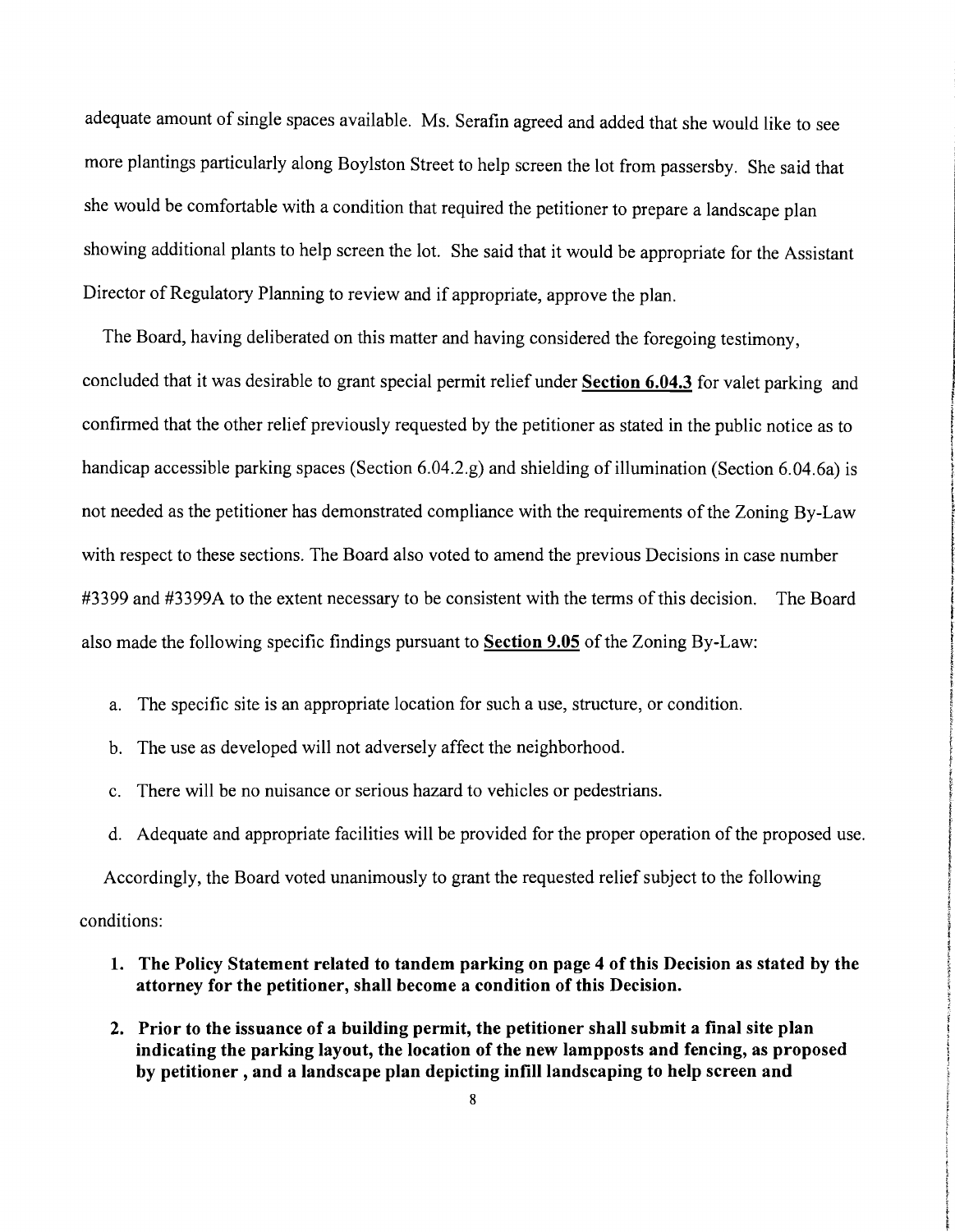adequate amount of single spaces available. Ms. Serafin agreed and added that she would like to see more plantings particularly along Boylston Street to help screen the lot from passersby. She said that she would be comfortable with a condition that required the petitioner to prepare a landscape plan showing additional plants to help screen the lot. She said that it would be appropriate for the Assistant Director of Regulatory Planning to review and if appropriate, approve the plan.

The Board, having deliberated on this matter and having considered the foregoing testimony, concluded that it was desirable to grant special permit relief under **Section 6.04.3** for valet parking and confirmed that the other relief previously requested by the petitioner as stated in the public notice as to handicap accessible parking spaces (Section 6.04.2.g) and shielding of illumination (Section 6.04.6a) is not needed as the petitioner has demonstrated compliance with the requirements of the Zoning By-Law with respect to these sections. The Board also voted to amend the previous Decisions in case number #3399 and #3399A to the extent necessary to be consistent with the terms of this decision. The Board also made the following specific findings pursuant to **Section 9.05** of the Zoning By-Law:

a. The specific site is an appropriate location for such a use, structure, or condition.

b. The use as developed will not adversely affect the neighborhood.

c. There will be no nuisance or serious hazard to vehicles or pedestrians.

d. Adequate and appropriate facilities will be provided for the proper operation of the proposed use.

Accordingly, the Board voted unanimously to grant the requested relief subject to the following conditions:

1. **The Policy Statement related to tandem parking on page 4 of this Decision as stated by the attorney for the petitioner, shall become a condition of this Decision.**

2. **Prior to the issuance of a building permit, the petitioner shall submit a final site plan indicating the parking layout, the location of the new lampposts and fencing, as proposed by petitioner , and a landscape plan depicting infill landscaping to help screen and**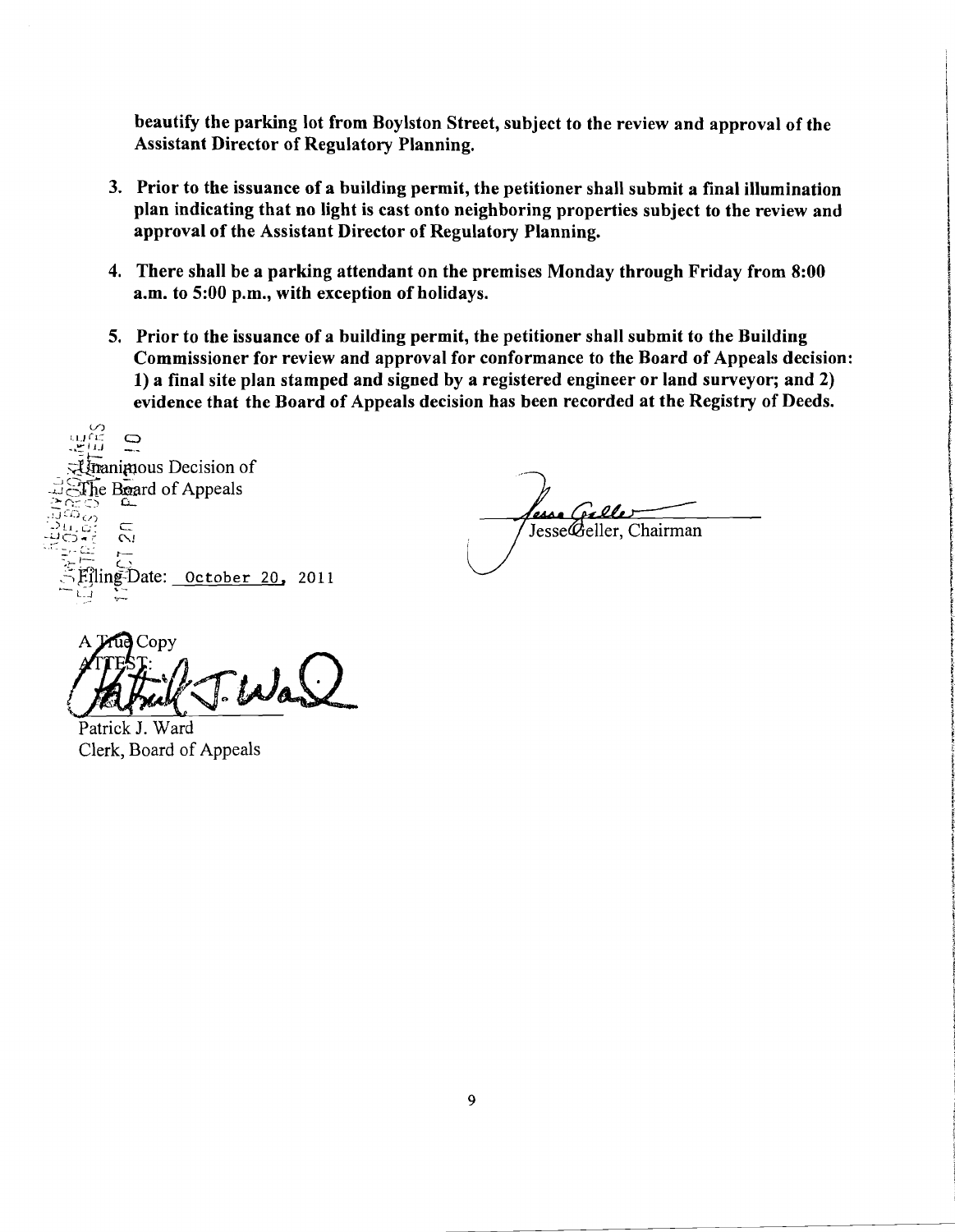**beautify the parking lot from Boylston Street, subject to the review and approval of the Assistant Director of Regulatory Planning.**

3. **Prior to the issuance of a building permit, the petitioner shall submit a final illumination plan indicating that no light is cast onto neighboring properties subject to the review and approval of the Assistant Director of Regulatory Planning.**

4. **There shall be a parking attendant on the premises Monday through Friday from 8:00 a.m. to 5:00 p.m., with exception of holidays.**

5. **Prior to the issuance of a building permit, the petitioner shall submit to the Building Commissioner for review and approval for conformance to the Board of Appeals decision: 1) a final site plan stamped and signed by a registered engineer or land surveyor; and 2) evidence that the Board of Appeals decision has been recorded at the Registry of Deeds.**

Unanimous Decision of
The Board of Appeals

Filing Date: October 20, 2011

Jesse Geller, Chairman

A True Copy
ATTEST:

Patrick J. Ward
Clerk, Board of Appeals